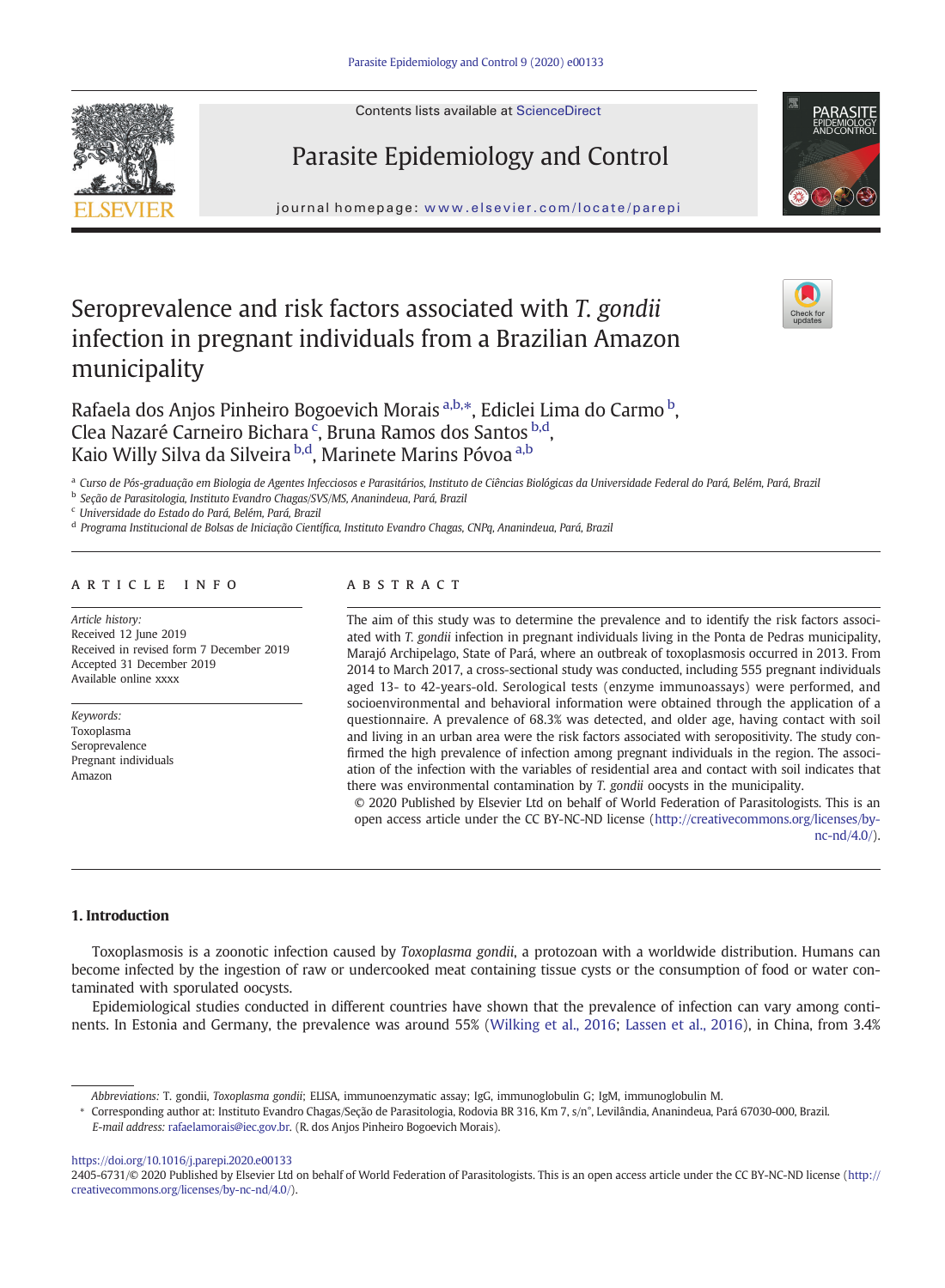# Seroprevalence and risk factors associated with *T. gondii* infection in pregnant individuals from a Brazilian Amazon municipality

Rafaela dos Anjos Pinheiro Bogoevich Morais [a,b,*], Ediclei Lima do Carmo [b], Clea Nazaré Carneiro Bichara [c], Bruna Ramos dos Santos [b,d], Kaio Willy Silva da Silveira [b,d], Marinete Marins Póvoa [a,b]

[a] *Curso de Pós-graduação em Biologia de Agentes Infecciosos e Parasitários, Instituto de Ciências Biológicas da Universidade Federal do Pará, Belém, Pará, Brazil*
[b] *Seção de Parasitologia, Instituto Evandro Chagas/SVS/MS, Ananindeua, Pará, Brazil*
[c] *Universidade do Estado do Pará, Belém, Pará, Brazil*
[d] *Programa Institucional de Bolsas de Iniciação Científica, Instituto Evandro Chagas, CNPq, Ananindeua, Pará, Brazil*

## ARTICLE INFO

*Article history:*
Received 12 June 2019
Received in revised form 7 December 2019
Accepted 31 December 2019
Available online xxxx

*Keywords:*
Toxoplasma
Seroprevalence
Pregnant individuals
Amazon

## ABSTRACT

The aim of this study was to determine the prevalence and to identify the risk factors associated with *T. gondii* infection in pregnant individuals living in the Ponta de Pedras municipality, Marajó Archipelago, State of Pará, where an outbreak of toxoplasmosis occurred in 2013. From 2014 to March 2017, a cross-sectional study was conducted, including 555 pregnant individuals aged 13- to 42-years-old. Serological tests (enzyme immunoassays) were performed, and socioenvironmental and behavioral information were obtained through the application of a questionnaire. A prevalence of 68.3% was detected, and older age, having contact with soil and living in an urban area were the risk factors associated with seropositivity. The study confirmed the high prevalence of infection among pregnant individuals in the region. The association of the infection with the variables of residential area and contact with soil indicates that there was environmental contamination by *T. gondii* oocysts in the municipality.

© 2020 Published by Elsevier Ltd on behalf of World Federation of Parasitologists. This is an open access article under the CC BY-NC-ND license (http://creativecommons.org/licenses/by-nc-nd/4.0/).

## 1. Introduction

Toxoplasmosis is a zoonotic infection caused by *Toxoplasma gondii*, a protozoan with a worldwide distribution. Humans can become infected by the ingestion of raw or undercooked meat containing tissue cysts or the consumption of food or water contaminated with sporulated oocysts.

Epidemiological studies conducted in different countries have shown that the prevalence of infection can vary among continents. In Estonia and Germany, the prevalence was around 55% (Wilking et al., 2016; Lassen et al., 2016), in China, from 3.4%

---

*Abbreviations:* T. gondii, *Toxoplasma gondii*; ELISA, immunoenzymatic assay; IgG, immunoglobulin G; IgM, immunoglobulin M.

\* Corresponding author at: Instituto Evandro Chagas/Seção de Parasitologia, Rodovia BR 316, Km 7, s/n°, Levilândia, Ananindeua, Pará 67030-000, Brazil.
*E-mail address:* rafaelamorais@iec.gov.br. (R. dos Anjos Pinheiro Bogoevich Morais).

https://doi.org/10.1016/j.parepi.2020.e00133
2405-6731/© 2020 Published by Elsevier Ltd on behalf of World Federation of Parasitologists. This is an open access article under the CC BY-NC-ND license (http://creativecommons.org/licenses/by-nc-nd/4.0/).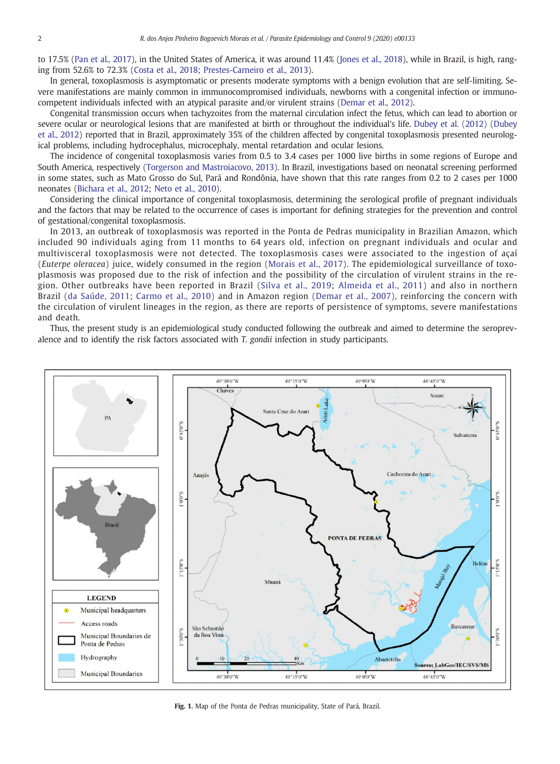to 17.5% (Pan et al., 2017), in the United States of America, it was around 11.4% (Jones et al., 2018), while in Brazil, is high, ranging from 52.6% to 72.3% (Costa et al., 2018; Prestes-Carneiro et al., 2013).

In general, toxoplasmosis is asymptomatic or presents moderate symptoms with a benign evolution that are self-limiting. Severe manifestations are mainly common in immunocompromised individuals, newborns with a congenital infection or immunocompetent individuals infected with an atypical parasite and/or virulent strains (Demar et al., 2012).

Congenital transmission occurs when tachyzoites from the maternal circulation infect the fetus, which can lead to abortion or severe ocular or neurological lesions that are manifested at birth or throughout the individual's life. Dubey et al. (2012) (Dubey et al., 2012) reported that in Brazil, approximately 35% of the children affected by congenital toxoplasmosis presented neurological problems, including hydrocephalus, microcephaly, mental retardation and ocular lesions.

The incidence of congenital toxoplasmosis varies from 0.5 to 3.4 cases per 1000 live births in some regions of Europe and South America, respectively (Torgerson and Mastroiacovo, 2013). In Brazil, investigations based on neonatal screening performed in some states, such as Mato Grosso do Sul, Pará and Rondônia, have shown that this rate ranges from 0.2 to 2 cases per 1000 neonates (Bichara et al., 2012; Neto et al., 2010).

Considering the clinical importance of congenital toxoplasmosis, determining the serological profile of pregnant individuals and the factors that may be related to the occurrence of cases is important for defining strategies for the prevention and control of gestational/congenital toxoplasmosis.

In 2013, an outbreak of toxoplasmosis was reported in the Ponta de Pedras municipality in Brazilian Amazon, which included 90 individuals aging from 11 months to 64 years old, infection on pregnant individuals and ocular and multivisceral toxoplasmosis were not detected. The toxoplasmosis cases were associated to the ingestion of açaí (*Euterpe oleracea*) juice, widely consumed in the region (Morais et al., 2017). The epidemiological surveillance of toxoplasmosis was proposed due to the risk of infection and the possibility of the circulation of virulent strains in the region. Other outbreaks have been reported in Brazil (Silva et al., 2019; Almeida et al., 2011) and also in northern Brazil (da Saúde, 2011; Carmo et al., 2010) and in Amazon region (Demar et al., 2007), reinforcing the concern with the circulation of virulent lineages in the region, as there are reports of persistence of symptoms, severe manifestations and death.

Thus, the present study is an epidemiological study conducted following the outbreak and aimed to determine the seroprevalence and to identify the risk factors associated with *T. gondii* infection in study participants.

**Fig. 1.** Map of the Ponta de Pedras municipality, State of Pará, Brazil.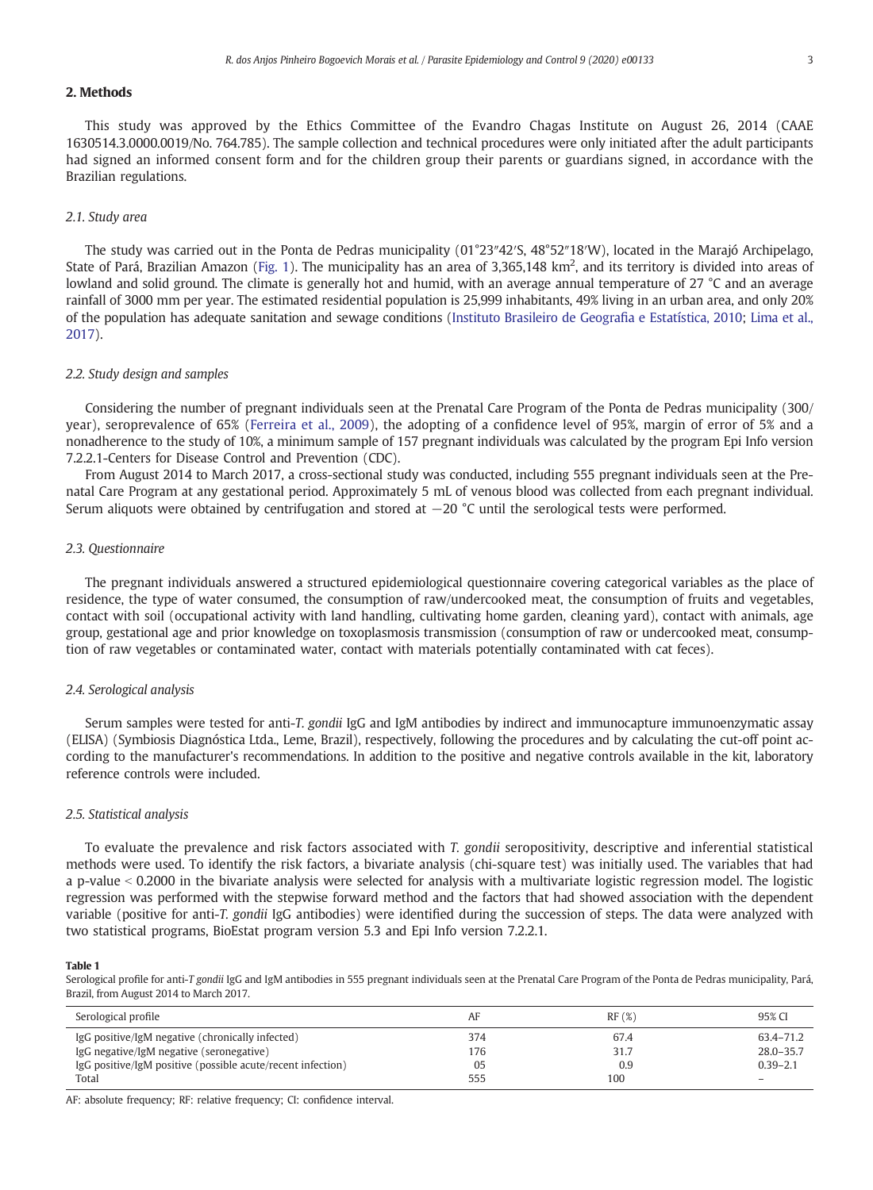## 2. Methods

This study was approved by the Ethics Committee of the Evandro Chagas Institute on August 26, 2014 (CAAE 1630514.3.0000.0019/No. 764.785). The sample collection and technical procedures were only initiated after the adult participants had signed an informed consent form and for the children group their parents or guardians signed, in accordance with the Brazilian regulations.

### 2.1. Study area

The study was carried out in the Ponta de Pedras municipality (01°23″42′S, 48°52″18′W), located in the Marajó Archipelago, State of Pará, Brazilian Amazon (Fig. 1). The municipality has an area of 3,365,148 km$^2$, and its territory is divided into areas of lowland and solid ground. The climate is generally hot and humid, with an average annual temperature of 27 °C and an average rainfall of 3000 mm per year. The estimated residential population is 25,999 inhabitants, 49% living in an urban area, and only 20% of the population has adequate sanitation and sewage conditions (Instituto Brasileiro de Geografia e Estatística, 2010; Lima et al., 2017).

### 2.2. Study design and samples

Considering the number of pregnant individuals seen at the Prenatal Care Program of the Ponta de Pedras municipality (300/year), seroprevalence of 65% (Ferreira et al., 2009), the adopting of a confidence level of 95%, margin of error of 5% and a nonadherence to the study of 10%, a minimum sample of 157 pregnant individuals was calculated by the program Epi Info version 7.2.2.1-Centers for Disease Control and Prevention (CDC).

From August 2014 to March 2017, a cross-sectional study was conducted, including 555 pregnant individuals seen at the Prenatal Care Program at any gestational period. Approximately 5 mL of venous blood was collected from each pregnant individual. Serum aliquots were obtained by centrifugation and stored at −20 °C until the serological tests were performed.

### 2.3. Questionnaire

The pregnant individuals answered a structured epidemiological questionnaire covering categorical variables as the place of residence, the type of water consumed, the consumption of raw/undercooked meat, the consumption of fruits and vegetables, contact with soil (occupational activity with land handling, cultivating home garden, cleaning yard), contact with animals, age group, gestational age and prior knowledge on toxoplasmosis transmission (consumption of raw or undercooked meat, consumption of raw vegetables or contaminated water, contact with materials potentially contaminated with cat feces).

### 2.4. Serological analysis

Serum samples were tested for anti-*T. gondii* IgG and IgM antibodies by indirect and immunocapture immunoenzymatic assay (ELISA) (Symbiosis Diagnóstica Ltda., Leme, Brazil), respectively, following the procedures and by calculating the cut-off point according to the manufacturer's recommendations. In addition to the positive and negative controls available in the kit, laboratory reference controls were included.

### 2.5. Statistical analysis

To evaluate the prevalence and risk factors associated with *T. gondii* seropositivity, descriptive and inferential statistical methods were used. To identify the risk factors, a bivariate analysis (chi-square test) was initially used. The variables that had a p-value < 0.2000 in the bivariate analysis were selected for analysis with a multivariate logistic regression model. The logistic regression was performed with the stepwise forward method and the factors that had showed association with the dependent variable (positive for anti-*T. gondii* IgG antibodies) were identified during the succession of steps. The data were analyzed with two statistical programs, BioEstat program version 5.3 and Epi Info version 7.2.2.1.

**Table 1**
Serological profile for anti-*T gondii* IgG and IgM antibodies in 555 pregnant individuals seen at the Prenatal Care Program of the Ponta de Pedras municipality, Pará, Brazil, from August 2014 to March 2017.

| Serological profile | AF | RF (%) | 95% CI |
|---|---|---|---|
| IgG positive/IgM negative (chronically infected) | 374 | 67.4 | 63.4–71.2 |
| IgG negative/IgM negative (seronegative) | 176 | 31.7 | 28.0–35.7 |
| IgG positive/IgM positive (possible acute/recent infection) | 05 | 0.9 | 0.39–2.1 |
| Total | 555 | 100 | – |

AF: absolute frequency; RF: relative frequency; CI: confidence interval.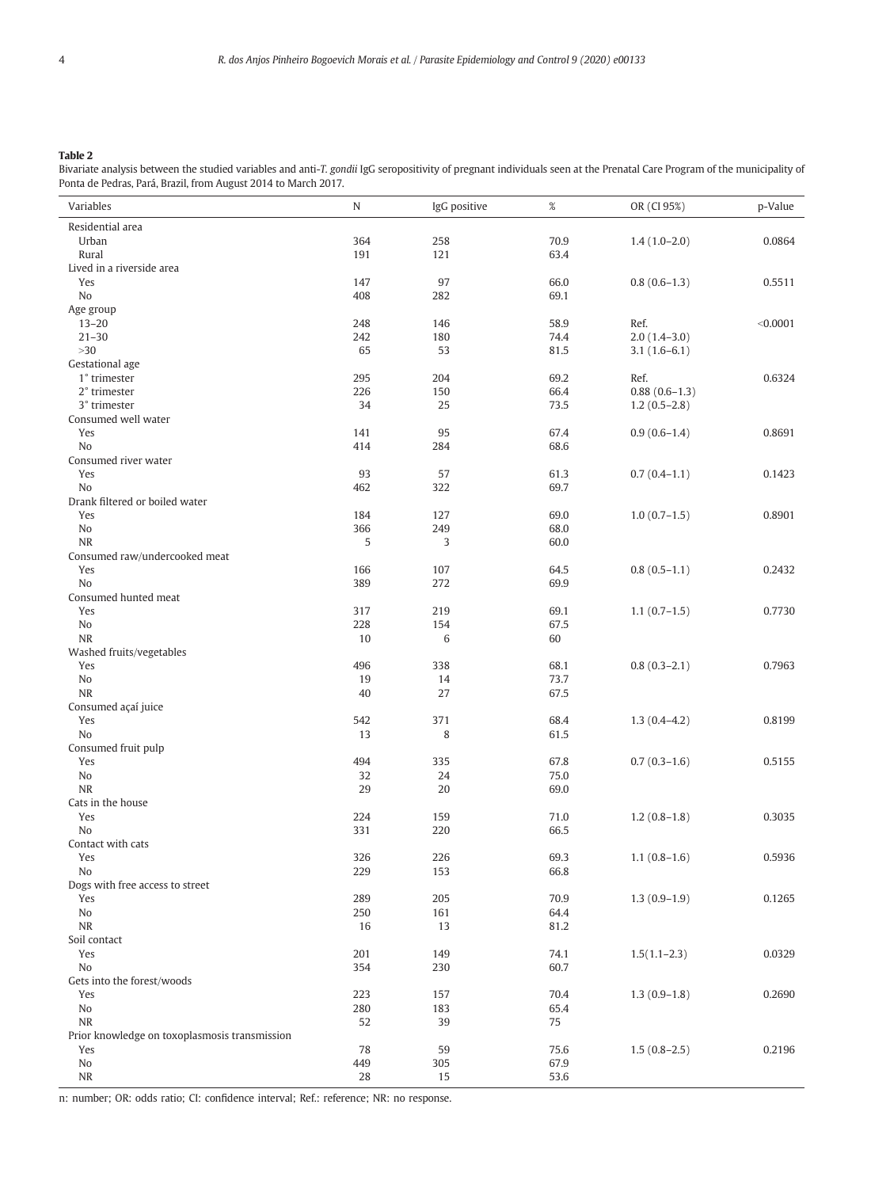**Table 2**
Bivariate analysis between the studied variables and anti-*T. gondii* IgG seropositivity of pregnant individuals seen at the Prenatal Care Program of the municipality of Ponta de Pedras, Pará, Brazil, from August 2014 to March 2017.

| Variables | N | IgG positive | % | OR (CI 95%) | p-Value |
|---|---|---|---|---|---|
| Residential area | | | | | |
| Urban | 364 | 258 | 70.9 | 1.4 (1.0–2.0) | 0.0864 |
| Rural | 191 | 121 | 63.4 | | |
| Lived in a riverside area | | | | | |
| Yes | 147 | 97 | 66.0 | 0.8 (0.6–1.3) | 0.5511 |
| No | 408 | 282 | 69.1 | | |
| Age group | | | | | |
| 13–20 | 248 | 146 | 58.9 | Ref. | <0.0001 |
| 21–30 | 242 | 180 | 74.4 | 2.0 (1.4–3.0) | |
| >30 | 65 | 53 | 81.5 | 3.1 (1.6–6.1) | |
| Gestational age | | | | | |
| 1° trimester | 295 | 204 | 69.2 | Ref. | 0.6324 |
| 2° trimester | 226 | 150 | 66.4 | 0.88 (0.6–1.3) | |
| 3° trimester | 34 | 25 | 73.5 | 1.2 (0.5–2.8) | |
| Consumed well water | | | | | |
| Yes | 141 | 95 | 67.4 | 0.9 (0.6–1.4) | 0.8691 |
| No | 414 | 284 | 68.6 | | |
| Consumed river water | | | | | |
| Yes | 93 | 57 | 61.3 | 0.7 (0.4–1.1) | 0.1423 |
| No | 462 | 322 | 69.7 | | |
| Drank filtered or boiled water | | | | | |
| Yes | 184 | 127 | 69.0 | 1.0 (0.7–1.5) | 0.8901 |
| No | 366 | 249 | 68.0 | | |
| NR | 5 | 3 | 60.0 | | |
| Consumed raw/undercooked meat | | | | | |
| Yes | 166 | 107 | 64.5 | 0.8 (0.5–1.1) | 0.2432 |
| No | 389 | 272 | 69.9 | | |
| Consumed hunted meat | | | | | |
| Yes | 317 | 219 | 69.1 | 1.1 (0.7–1.5) | 0.7730 |
| No | 228 | 154 | 67.5 | | |
| NR | 10 | 6 | 60 | | |
| Washed fruits/vegetables | | | | | |
| Yes | 496 | 338 | 68.1 | 0.8 (0.3–2.1) | 0.7963 |
| No | 19 | 14 | 73.7 | | |
| NR | 40 | 27 | 67.5 | | |
| Consumed açaí juice | | | | | |
| Yes | 542 | 371 | 68.4 | 1.3 (0.4–4.2) | 0.8199 |
| No | 13 | 8 | 61.5 | | |
| Consumed fruit pulp | | | | | |
| Yes | 494 | 335 | 67.8 | 0.7 (0.3–1.6) | 0.5155 |
| No | 32 | 24 | 75.0 | | |
| NR | 29 | 20 | 69.0 | | |
| Cats in the house | | | | | |
| Yes | 224 | 159 | 71.0 | 1.2 (0.8–1.8) | 0.3035 |
| No | 331 | 220 | 66.5 | | |
| Contact with cats | | | | | |
| Yes | 326 | 226 | 69.3 | 1.1 (0.8–1.6) | 0.5936 |
| No | 229 | 153 | 66.8 | | |
| Dogs with free access to street | | | | | |
| Yes | 289 | 205 | 70.9 | 1.3 (0.9–1.9) | 0.1265 |
| No | 250 | 161 | 64.4 | | |
| NR | 16 | 13 | 81.2 | | |
| Soil contact | | | | | |
| Yes | 201 | 149 | 74.1 | 1.5(1.1–2.3) | 0.0329 |
| No | 354 | 230 | 60.7 | | |
| Gets into the forest/woods | | | | | |
| Yes | 223 | 157 | 70.4 | 1.3 (0.9–1.8) | 0.2690 |
| No | 280 | 183 | 65.4 | | |
| NR | 52 | 39 | 75 | | |
| Prior knowledge on toxoplasmosis transmission | | | | | |
| Yes | 78 | 59 | 75.6 | 1.5 (0.8–2.5) | 0.2196 |
| No | 449 | 305 | 67.9 | | |
| NR | 28 | 15 | 53.6 | | |

n: number; OR: odds ratio; CI: confidence interval; Ref.: reference; NR: no response.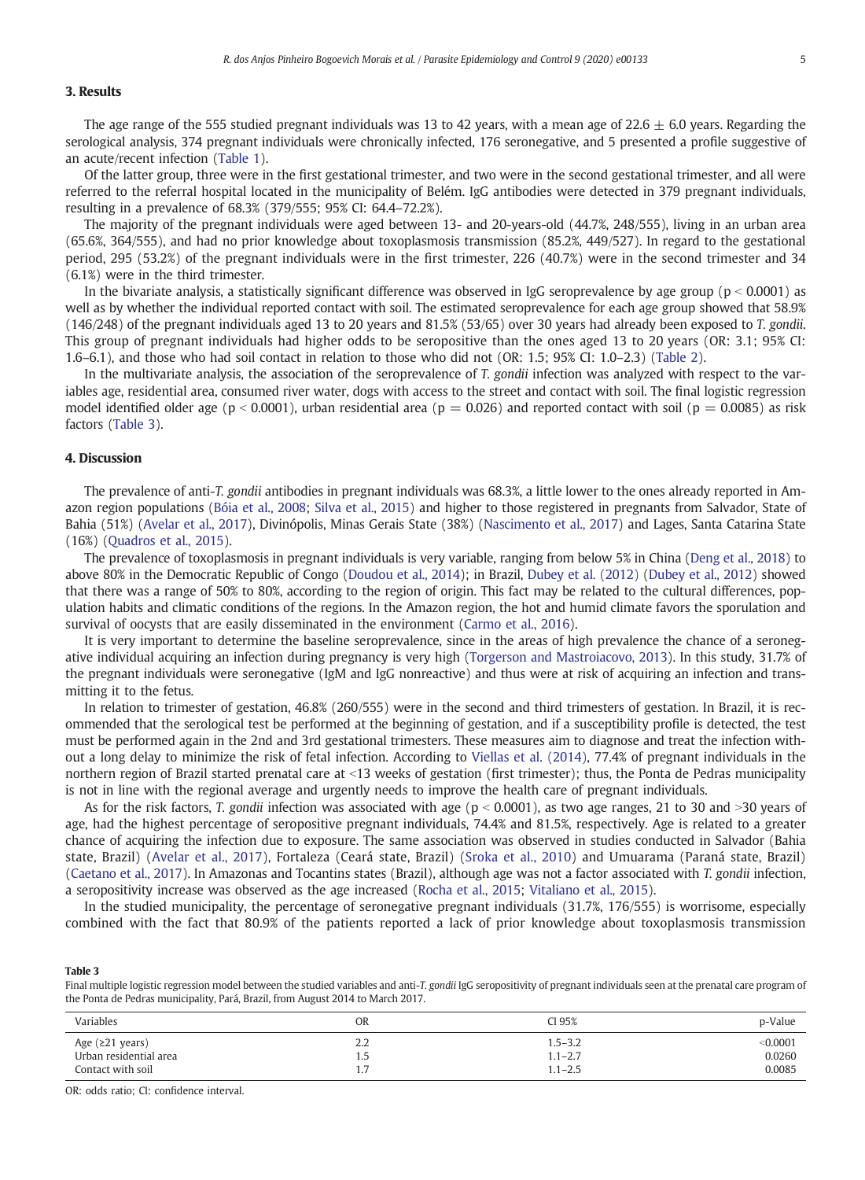## 3. Results

The age range of the 555 studied pregnant individuals was 13 to 42 years, with a mean age of 22.6 ± 6.0 years. Regarding the serological analysis, 374 pregnant individuals were chronically infected, 176 seronegative, and 5 presented a profile suggestive of an acute/recent infection (Table 1).

Of the latter group, three were in the first gestational trimester, and two were in the second gestational trimester, and all were referred to the referral hospital located in the municipality of Belém. IgG antibodies were detected in 379 pregnant individuals, resulting in a prevalence of 68.3% (379/555; 95% CI: 64.4–72.2%).

The majority of the pregnant individuals were aged between 13- and 20-years-old (44.7%, 248/555), living in an urban area (65.6%, 364/555), and had no prior knowledge about toxoplasmosis transmission (85.2%, 449/527). In regard to the gestational period, 295 (53.2%) of the pregnant individuals were in the first trimester, 226 (40.7%) were in the second trimester and 34 (6.1%) were in the third trimester.

In the bivariate analysis, a statistically significant difference was observed in IgG seroprevalence by age group ($p < 0.0001$) as well as by whether the individual reported contact with soil. The estimated seroprevalence for each age group showed that 58.9% (146/248) of the pregnant individuals aged 13 to 20 years and 81.5% (53/65) over 30 years had already been exposed to *T. gondii*. This group of pregnant individuals had higher odds to be seropositive than the ones aged 13 to 20 years (OR: 3.1; 95% CI: 1.6–6.1), and those who had soil contact in relation to those who did not (OR: 1.5; 95% CI: 1.0–2.3) (Table 2).

In the multivariate analysis, the association of the seroprevalence of *T. gondii* infection was analyzed with respect to the variables age, residential area, consumed river water, dogs with access to the street and contact with soil. The final logistic regression model identified older age ($p < 0.0001$), urban residential area ($p = 0.026$) and reported contact with soil ($p = 0.0085$) as risk factors (Table 3).

## 4. Discussion

The prevalence of anti-*T. gondii* antibodies in pregnant individuals was 68.3%, a little lower to the ones already reported in Amazon region populations (Bóia et al., 2008; Silva et al., 2015) and higher to those registered in pregnants from Salvador, State of Bahia (51%) (Avelar et al., 2017), Divinópolis, Minas Gerais State (38%) (Nascimento et al., 2017) and Lages, Santa Catarina State (16%) (Quadros et al., 2015).

The prevalence of toxoplasmosis in pregnant individuals is very variable, ranging from below 5% in China (Deng et al., 2018) to above 80% in the Democratic Republic of Congo (Doudou et al., 2014); in Brazil, Dubey et al. (2012) (Dubey et al., 2012) showed that there was a range of 50% to 80%, according to the region of origin. This fact may be related to the cultural differences, population habits and climatic conditions of the regions. In the Amazon region, the hot and humid climate favors the sporulation and survival of oocysts that are easily disseminated in the environment (Carmo et al., 2016).

It is very important to determine the baseline seroprevalence, since in the areas of high prevalence the chance of a seronegative individual acquiring an infection during pregnancy is very high (Torgerson and Mastroiacovo, 2013). In this study, 31.7% of the pregnant individuals were seronegative (IgM and IgG nonreactive) and thus were at risk of acquiring an infection and transmitting it to the fetus.

In relation to trimester of gestation, 46.8% (260/555) were in the second and third trimesters of gestation. In Brazil, it is recommended that the serological test be performed at the beginning of gestation, and if a susceptibility profile is detected, the test must be performed again in the 2nd and 3rd gestational trimesters. These measures aim to diagnose and treat the infection without a long delay to minimize the risk of fetal infection. According to Viellas et al. (2014), 77.4% of pregnant individuals in the northern region of Brazil started prenatal care at <13 weeks of gestation (first trimester); thus, the Ponta de Pedras municipality is not in line with the regional average and urgently needs to improve the health care of pregnant individuals.

As for the risk factors, *T. gondii* infection was associated with age ($p < 0.0001$), as two age ranges, 21 to 30 and >30 years of age, had the highest percentage of seropositive pregnant individuals, 74.4% and 81.5%, respectively. Age is related to a greater chance of acquiring the infection due to exposure. The same association was observed in studies conducted in Salvador (Bahia state, Brazil) (Avelar et al., 2017), Fortaleza (Ceará state, Brazil) (Sroka et al., 2010) and Umuarama (Paraná state, Brazil) (Caetano et al., 2017). In Amazonas and Tocantins states (Brazil), although age was not a factor associated with *T. gondii* infection, a seropositivity increase was observed as the age increased (Rocha et al., 2015; Vitaliano et al., 2015).

In the studied municipality, the percentage of seronegative pregnant individuals (31.7%, 176/555) is worrisome, especially combined with the fact that 80.9% of the patients reported a lack of prior knowledge about toxoplasmosis transmission

**Table 3**
Final multiple logistic regression model between the studied variables and anti-*T. gondii* IgG seropositivity of pregnant individuals seen at the prenatal care program of the Ponta de Pedras municipality, Pará, Brazil, from August 2014 to March 2017.

| Variables | OR | CI 95% | p-Value |
|---|---|---|---|
| Age (≥21 years) | 2.2 | 1.5–3.2 | <0.0001 |
| Urban residential area | 1.5 | 1.1–2.7 | 0.0260 |
| Contact with soil | 1.7 | 1.1–2.5 | 0.0085 |

OR: odds ratio; CI: confidence interval.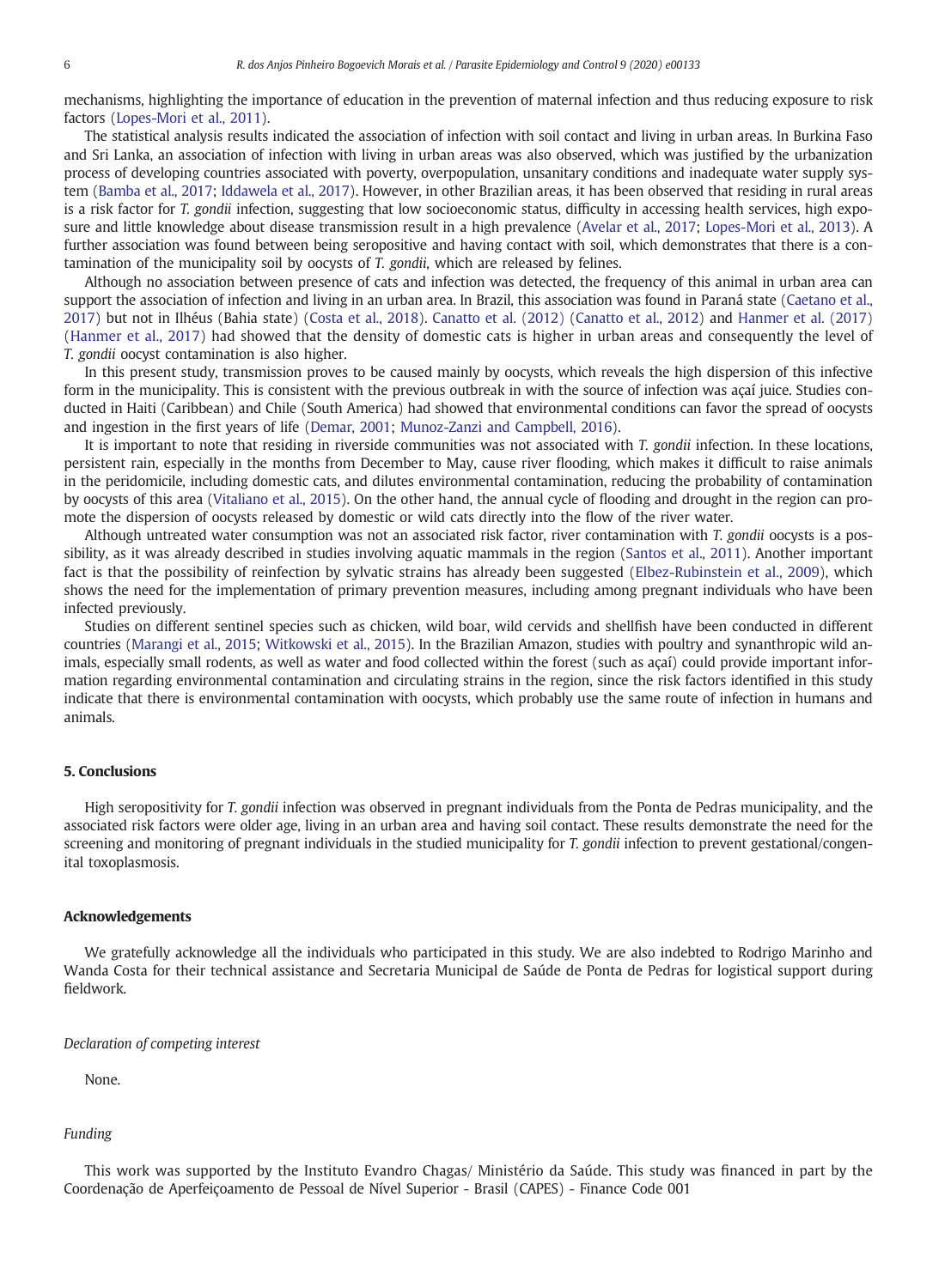mechanisms, highlighting the importance of education in the prevention of maternal infection and thus reducing exposure to risk factors (Lopes-Mori et al., 2011).

The statistical analysis results indicated the association of infection with soil contact and living in urban areas. In Burkina Faso and Sri Lanka, an association of infection with living in urban areas was also observed, which was justified by the urbanization process of developing countries associated with poverty, overpopulation, unsanitary conditions and inadequate water supply system (Bamba et al., 2017; Iddawela et al., 2017). However, in other Brazilian areas, it has been observed that residing in rural areas is a risk factor for *T. gondii* infection, suggesting that low socioeconomic status, difficulty in accessing health services, high exposure and little knowledge about disease transmission result in a high prevalence (Avelar et al., 2017; Lopes-Mori et al., 2013). A further association was found between being seropositive and having contact with soil, which demonstrates that there is a contamination of the municipality soil by oocysts of *T. gondii*, which are released by felines.

Although no association between presence of cats and infection was detected, the frequency of this animal in urban area can support the association of infection and living in an urban area. In Brazil, this association was found in Paraná state (Caetano et al., 2017) but not in Ilhéus (Bahia state) (Costa et al., 2018). Canatto et al. (2012) (Canatto et al., 2012) and Hanmer et al. (2017) (Hanmer et al., 2017) had showed that the density of domestic cats is higher in urban areas and consequently the level of *T. gondii* oocyst contamination is also higher.

In this present study, transmission proves to be caused mainly by oocysts, which reveals the high dispersion of this infective form in the municipality. This is consistent with the previous outbreak in with the source of infection was açaí juice. Studies conducted in Haiti (Caribbean) and Chile (South America) had showed that environmental conditions can favor the spread of oocysts and ingestion in the first years of life (Demar, 2001; Munoz-Zanzi and Campbell, 2016).

It is important to note that residing in riverside communities was not associated with *T. gondii* infection. In these locations, persistent rain, especially in the months from December to May, cause river flooding, which makes it difficult to raise animals in the peridomicile, including domestic cats, and dilutes environmental contamination, reducing the probability of contamination by oocysts of this area (Vitaliano et al., 2015). On the other hand, the annual cycle of flooding and drought in the region can promote the dispersion of oocysts released by domestic or wild cats directly into the flow of the river water.

Although untreated water consumption was not an associated risk factor, river contamination with *T. gondii* oocysts is a possibility, as it was already described in studies involving aquatic mammals in the region (Santos et al., 2011). Another important fact is that the possibility of reinfection by sylvatic strains has already been suggested (Elbez-Rubinstein et al., 2009), which shows the need for the implementation of primary prevention measures, including among pregnant individuals who have been infected previously.

Studies on different sentinel species such as chicken, wild boar, wild cervids and shellfish have been conducted in different countries (Marangi et al., 2015; Witkowski et al., 2015). In the Brazilian Amazon, studies with poultry and synanthropic wild animals, especially small rodents, as well as water and food collected within the forest (such as açaí) could provide important information regarding environmental contamination and circulating strains in the region, since the risk factors identified in this study indicate that there is environmental contamination with oocysts, which probably use the same route of infection in humans and animals.

## 5. Conclusions

High seropositivity for *T. gondii* infection was observed in pregnant individuals from the Ponta de Pedras municipality, and the associated risk factors were older age, living in an urban area and having soil contact. These results demonstrate the need for the screening and monitoring of pregnant individuals in the studied municipality for *T. gondii* infection to prevent gestational/congenital toxoplasmosis.

## Acknowledgements

We gratefully acknowledge all the individuals who participated in this study. We are also indebted to Rodrigo Marinho and Wanda Costa for their technical assistance and Secretaria Municipal de Saúde de Ponta de Pedras for logistical support during fieldwork.

*Declaration of competing interest*

None.

*Funding*

This work was supported by the Instituto Evandro Chagas/ Ministério da Saúde. This study was financed in part by the Coordenação de Aperfeiçoamento de Pessoal de Nível Superior - Brasil (CAPES) - Finance Code 001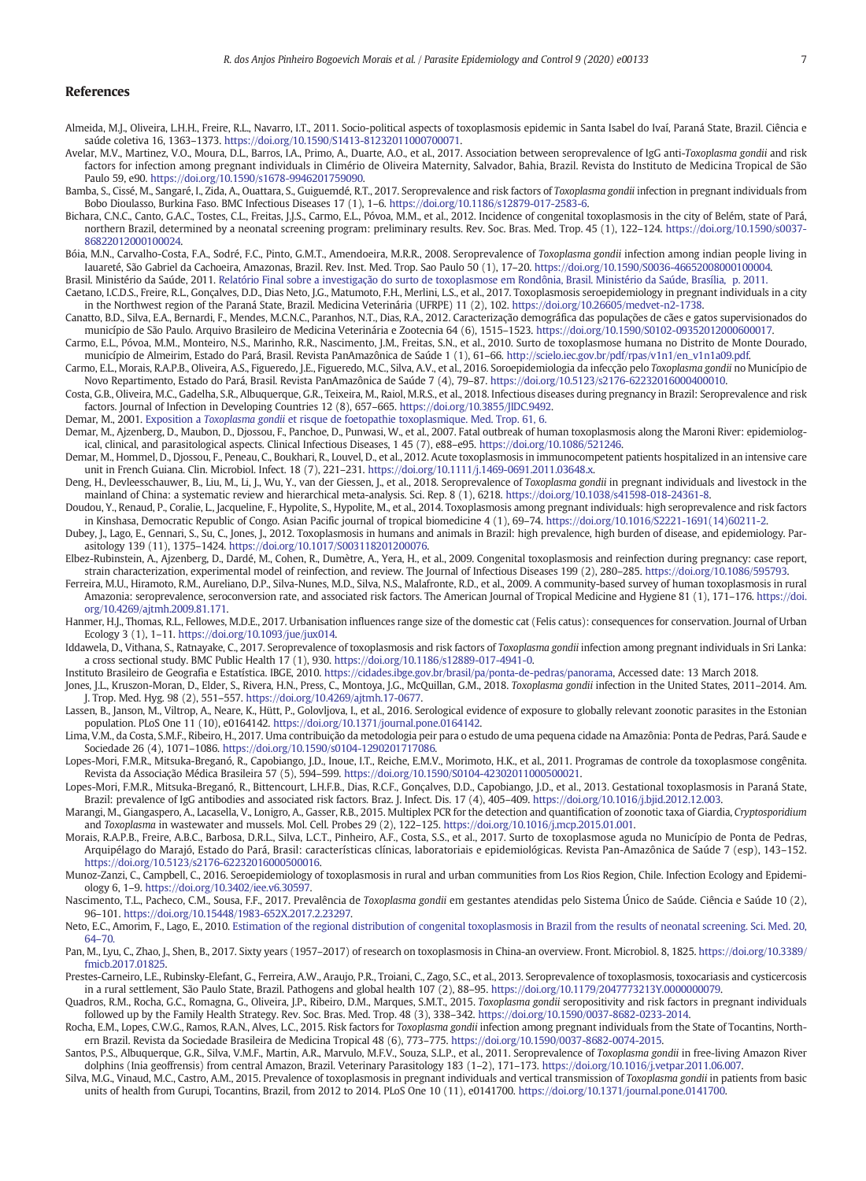## References

Almeida, M.J., Oliveira, L.H.H., Freire, R.L., Navarro, I.T., 2011. Socio-political aspects of toxoplasmosis epidemic in Santa Isabel do Ivaí, Paraná State, Brazil. Ciência e saúde coletiva 16, 1363–1373. https://doi.org/10.1590/S1413-81232011000700071.

Avelar, M.V., Martinez, V.O., Moura, D.L., Barros, I.A., Primo, A., Duarte, A.O., et al., 2017. Association between seroprevalence of IgG anti-*Toxoplasma gondii* and risk factors for infection among pregnant individuals in Climério de Oliveira Maternity, Salvador, Bahia, Brazil. Revista do Instituto de Medicina Tropical de São Paulo 59, e90. https://doi.org/10.1590/s1678-9946201759090.

Bamba, S., Cissé, M., Sangaré, I., Zida, A., Ouattara, S., Guiguemdé, R.T., 2017. Seroprevalence and risk factors of *Toxoplasma gondii* infection in pregnant individuals from Bobo Dioulasso, Burkina Faso. BMC Infectious Diseases 17 (1), 1–6. https://doi.org/10.1186/s12879-017-2583-6.

Bichara, C.N.C., Canto, G.A.C., Tostes, C.L., Freitas, J.J.S., Carmo, E.L., Póvoa, M.M., et al., 2012. Incidence of congenital toxoplasmosis in the city of Belém, state of Pará, northern Brazil, determined by a neonatal screening program: preliminary results. Rev. Soc. Bras. Med. Trop. 45 (1), 122–124. https://doi.org/10.1590/s0037-86822012000100024.

Bóia, M.N., Carvalho-Costa, F.A., Sodré, F.C., Pinto, G.M.T., Amendoeira, M.R.R., 2008. Seroprevalence of *Toxoplasma gondii* infection among indian people living in Iauareté, São Gabriel da Cachoeira, Amazonas, Brazil. Rev. Inst. Med. Trop. Sao Paulo 50 (1), 17–20. https://doi.org/10.1590/S0036-46652008000100004.

Brasil. Ministério da Saúde, 2011. Relatório Final sobre a investigação do surto de toxoplasmose em Rondônia, Brasil. Ministério da Saúde, Brasília, p. 2011.

Caetano, I.C.D.S., Freire, R.L., Gonçalves, D.D., Dias Neto, J.G., Matumoto, F.H., Merlini, L.S., et al., 2017. Toxoplasmosis seroepidemiology in pregnant individuals in a city in the Northwest region of the Paraná State, Brazil. Medicina Veterinária (UFRPE) 11 (2), 102. https://doi.org/10.26605/medvet-n2-1738.

Canatto, B.D., Silva, E.A., Bernardi, F., Mendes, M.C.N.C., Paranhos, N.T., Dias, R.A., 2012. Caracterização demográfica das populações de cães e gatos supervisionados do município de São Paulo. Arquivo Brasileiro de Medicina Veterinária e Zootecnia 64 (6), 1515–1523. https://doi.org/10.1590/S0102-09352012000600017.

Carmo, E.L., Póvoa, M.M., Monteiro, N.S., Marinho, R.R., Nascimento, J.M., Freitas, S.N., et al., 2010. Surto de toxoplasmose humana no Distrito de Monte Dourado, município de Almeirim, Estado do Pará, Brasil. Revista PanAmazônica de Saúde 1 (1), 61–66. http://scielo.iec.gov.br/pdf/rpas/v1n1/en_v1n1a09.pdf.

Carmo, E.L., Morais, R.A.P.B., Oliveira, A.S., Figueredo, J.E., Figueredo, M.C., Silva, A.V., et al., 2016. Soroepidemiologia da infecção pelo *Toxoplasma gondii* no Município de Novo Repartimento, Estado do Pará, Brasil. Revista PanAmazônica de Saúde 7 (4), 79–87. https://doi.org/10.5123/s2176-62232016000400010.

Costa, G.B., Oliveira, M.C., Gadelha, S.R., Albuquerque, G.R., Teixeira, M., Raiol, M.R.S., et al., 2018. Infectious diseases during pregnancy in Brazil: Seroprevalence and risk factors. Journal of Infection in Developing Countries 12 (8), 657–665. https://doi.org/10.3855/JIDC.9492.

Demar, M., 2001. Exposition a *Toxoplasma gondii* et risque de foetopathie toxoplasmique. Med. Trop. 61, 6.

Demar, M., Ajzenberg, D., Maubon, D., Djossou, F., Panchoe, D., Punwasi, W., et al., 2007. Fatal outbreak of human toxoplasmosis along the Maroni River: epidemiological, clinical, and parasitological aspects. Clinical Infectious Diseases, 1 45 (7), e88–e95. https://doi.org/10.1086/521246.

Demar, M., Hommel, D., Djossou, F., Peneau, C., Boukhari, R., Louvel, D., et al., 2012. Acute toxoplasmosis in immunocompetent patients hospitalized in an intensive care unit in French Guiana. Clin. Microbiol. Infect. 18 (7), 221–231. https://doi.org/10.1111/j.1469-0691.2011.03648.x.

Deng, H., Devleesschauwer, B., Liu, M., Li, J., Wu, Y., van der Giessen, J., et al., 2018. Seroprevalence of *Toxoplasma gondii* in pregnant individuals and livestock in the mainland of China: a systematic review and hierarchical meta-analysis. Sci. Rep. 8 (1), 6218. https://doi.org/10.1038/s41598-018-24361-8.

Doudou, Y., Renaud, P., Coralie, L., Jacqueline, F., Hypolite, S., Hypolite, M., et al., 2014. Toxoplasmosis among pregnant individuals: high seroprevalence and risk factors in Kinshasa, Democratic Republic of Congo. Asian Pacific journal of tropical biomedicine 4 (1), 69–74. https://doi.org/10.1016/S2221-1691(14)60211-2.

Dubey, J., Lago, E., Gennari, S., Su, C., Jones, J., 2012. Toxoplasmosis in humans and animals in Brazil: high prevalence, high burden of disease, and epidemiology. Parasitology 139 (11), 1375–1424. https://doi.org/10.1017/S0031182012000765.

Elbez-Rubinstein, A., Ajzenberg, D., Dardé, M., Cohen, R., Dumètre, A., Yera, H., et al., 2009. Congenital toxoplasmosis and reinfection during pregnancy: case report, strain characterization, experimental model of reinfection, and review. The Journal of Infectious Diseases 199 (2), 280–285. https://doi.org/10.1086/595793.

Ferreira, M.U., Hiramoto, R.M., Aureliano, D.P., Silva-Nunes, M.D., Silva, N.S., Malafronte, R.D., et al., 2009. A community-based survey of human toxoplasmosis in rural Amazonia: seroprevalence, seroconversion rate, and associated risk factors. The American Journal of Tropical Medicine and Hygiene 81 (1), 171–176. https://doi.org/10.4269/ajtmh.2009.81.171.

Hanmer, H.J., Thomas, R.L., Fellowes, M.D.E., 2017. Urbanisation influences range size of the domestic cat (Felis catus): consequences for conservation. Journal of Urban Ecology 3 (1), 1–11. https://doi.org/10.1093/jue/jux014.

Iddawela, D., Vithana, S., Ratnayake, C., 2017. Seroprevalence of toxoplasmosis and risk factors of *Toxoplasma gondii* infection among pregnant individuals in Sri Lanka: a cross sectional study. BMC Public Health 17 (1), 930. https://doi.org/10.1186/s12889-017-4941-0.

Instituto Brasileiro de Geografia e Estatística. IBGE, 2010. https://cidades.ibge.gov.br/brasil/pa/ponta-de-pedras/panorama, Accessed date: 13 March 2018.

Jones, J.L., Kruszon-Moran, D., Elder, S., Rivera, H.N., Press, C., Montoya, J.G., McQuillan, G.M., 2018. *Toxoplasma gondii* infection in the United States, 2011–2014. Am. J. Trop. Med. Hyg. 98 (2), 551–557. https://doi.org/10.4269/ajtmh.17-0677.

Lassen, B., Janson, M., Viltrop, A., Neare, K., Hütt, P., Golovljova, I., et al., 2016. Serological evidence of exposure to globally relevant zoonotic parasites in the Estonian population. PLoS One 11 (10), e0164142. https://doi.org/10.1371/journal.pone.0164142.

Lima, V.M., da Costa, S.M.F., Ribeiro, H., 2017. Uma contribuição da metodologia peir para o estudo de uma pequena cidade na Amazônia: Ponta de Pedras, Pará. Saude e Sociedade 26 (4), 1071–1086. https://doi.org/10.1590/s0104-1290201717086.

Lopes-Mori, F.M.R., Mitsuka-Breganó, R., Capobiango, J.D., Inoue, I.T., Reiche, E.M.V., Morimoto, H.K., et al., 2011. Programas de controle da toxoplasmose congênita. Revista da Associação Médica Brasileira 57 (5), 594–599. https://doi.org/10.1590/S0104-42302011000500021.

Lopes-Mori, F.M.R., Mitsuka-Breganó, R., Bittencourt, L.H.F.B., Dias, R.C.F., Gonçalves, D.D., Capobiango, J.D., et al., 2013. Gestational toxoplasmosis in Paraná State, Brazil: prevalence of IgG antibodies and associated risk factors. Braz. J. Infect. Dis. 17 (4), 405–409. https://doi.org/10.1016/j.bjid.2012.12.003.

Marangi, M., Giangaspero, A., Lacasella, V., Lonigro, A., Gasser, R.B., 2015. Multiplex PCR for the detection and quantification of zoonotic taxa of Giardia, *Cryptosporidium* and *Toxoplasma* in wastewater and mussels. Mol. Cell. Probes 29 (2), 122–125. https://doi.org/10.1016/j.mcp.2015.01.001.

Morais, R.A.P.B., Freire, A.B.C., Barbosa, D.R.L., Silva, L.C.T., Pinheiro, A.F., Costa, S.S., et al., 2017. Surto de toxoplasmose aguda no Município de Ponta de Pedras, Arquipélago do Marajó, Estado do Pará, Brasil: características clínicas, laboratoriais e epidemiológicas. Revista Pan-Amazônica de Saúde 7 (esp), 143–152. https://doi.org/10.5123/s2176-62232016000500016.

Munoz-Zanzi, C., Campbell, C., 2016. Seroepidemiology of toxoplasmosis in rural and urban communities from Los Rios Region, Chile. Infection Ecology and Epidemiology 6, 1–9. https://doi.org/10.3402/iee.v6.30597.

Nascimento, T.L., Pacheco, C.M., Sousa, F.F., 2017. Prevalência de *Toxoplasma gondii* em gestantes atendidas pelo Sistema Único de Saúde. Ciência e Saúde 10 (2), 96–101. https://doi.org/10.15448/1983-652X.2017.2.23297.

Neto, E.C., Amorim, F., Lago, E., 2010. Estimation of the regional distribution of congenital toxoplasmosis in Brazil from the results of neonatal screening. Sci. Med. 20, 64–70.

Pan, M., Lyu, C., Zhao, J., Shen, B., 2017. Sixty years (1957–2017) of research on toxoplasmosis in China-an overview. Front. Microbiol. 8, 1825. https://doi.org/10.3389/fmicb.2017.01825.

Prestes-Carneiro, L.E., Rubinsky-Elefant, G., Ferreira, A.W., Araujo, P.R., Troiani, C., Zago, S.C., et al., 2013. Seroprevalence of toxoplasmosis, toxocariasis and cysticercosis in a rural settlement, São Paulo State, Brazil. Pathogens and global health 107 (2), 88–95. https://doi.org/10.1179/2047773213Y.0000000079.

Quadros, R.M., Rocha, G.C., Romagna, G., Oliveira, J.P., Ribeiro, D.M., Marques, S.M.T., 2015. *Toxoplasma gondii* seropositivity and risk factors in pregnant individuals followed up by the Family Health Strategy. Rev. Soc. Bras. Med. Trop. 48 (3), 338–342. https://doi.org/10.1590/0037-8682-0233-2014.

Rocha, E.M., Lopes, C.W.G., Ramos, R.A.N., Alves, L.C., 2015. Risk factors for *Toxoplasma gondii* infection among pregnant individuals from the State of Tocantins, Northern Brazil. Revista da Sociedade Brasileira de Medicina Tropical 48 (6), 773–775. https://doi.org/10.1590/0037-8682-0074-2015.

Santos, P.S., Albuquerque, G.R., Silva, V.M.F., Martin, A.R., Marvulo, M.F.V., Souza, S.L.P., et al., 2011. Seroprevalence of *Toxoplasma gondii* in free-living Amazon River dolphins (Inia geoffrensis) from central Amazon, Brazil. Veterinary Parasitology 183 (1–2), 171–173. https://doi.org/10.1016/j.vetpar.2011.06.007.

Silva, M.G., Vinaud, M.C., Castro, A.M., 2015. Prevalence of toxoplasmosis in pregnant individuals and vertical transmission of *Toxoplasma gondii* in patients from basic units of health from Gurupi, Tocantins, Brazil, from 2012 to 2014. PLoS One 10 (11), e0141700. https://doi.org/10.1371/journal.pone.0141700.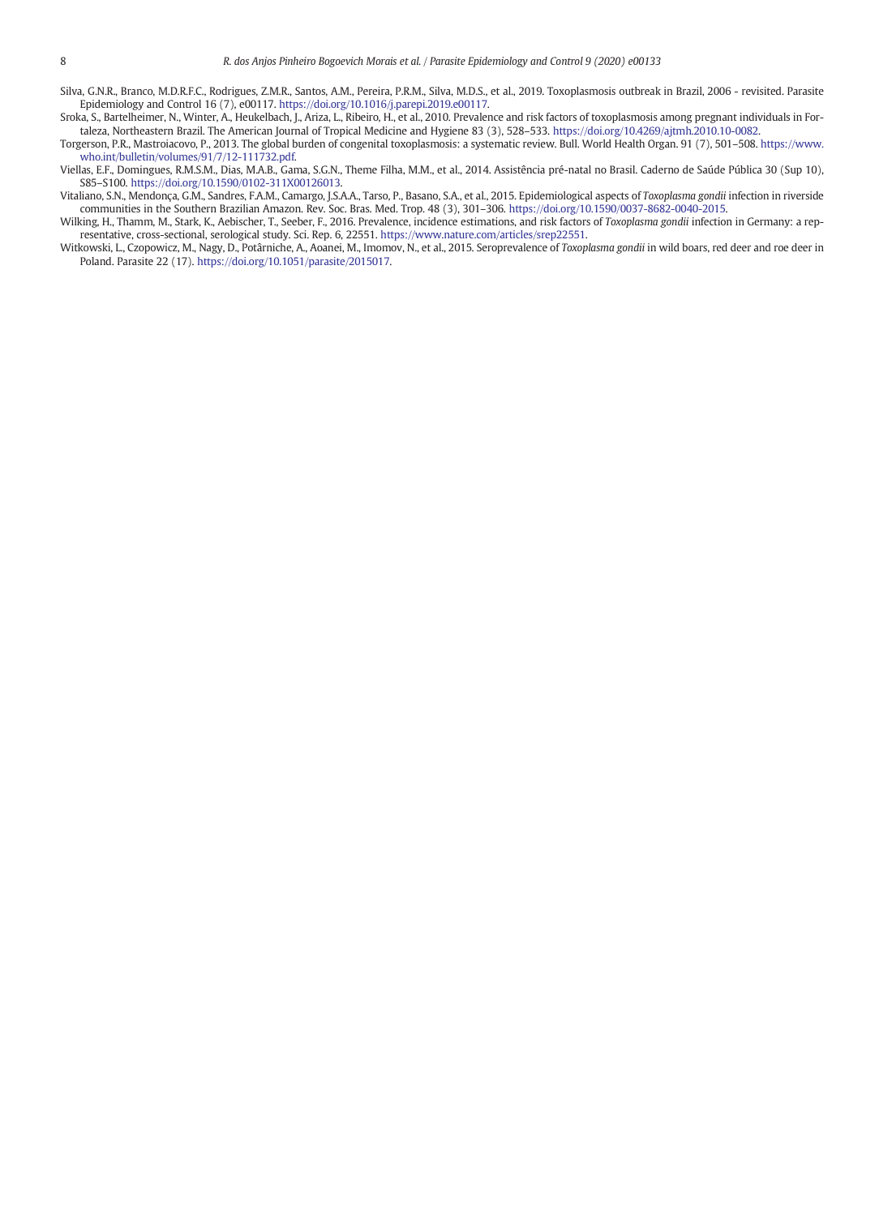Silva, G.N.R., Branco, M.D.R.F.C., Rodrigues, Z.M.R., Santos, A.M., Pereira, P.R.M., Silva, M.D.S., et al., 2019. Toxoplasmosis outbreak in Brazil, 2006 - revisited. Parasite Epidemiology and Control 16 (7), e00117. https://doi.org/10.1016/j.parepi.2019.e00117.

Sroka, S., Bartelheimer, N., Winter, A., Heukelbach, J., Ariza, L., Ribeiro, H., et al., 2010. Prevalence and risk factors of toxoplasmosis among pregnant individuals in Fortaleza, Northeastern Brazil. The American Journal of Tropical Medicine and Hygiene 83 (3), 528–533. https://doi.org/10.4269/ajtmh.2010.10-0082.

Torgerson, P.R., Mastroiacovo, P., 2013. The global burden of congenital toxoplasmosis: a systematic review. Bull. World Health Organ. 91 (7), 501–508. https://www.who.int/bulletin/volumes/91/7/12-111732.pdf.

Viellas, E.F., Domingues, R.M.S.M., Dias, M.A.B., Gama, S.G.N., Theme Filha, M.M., et al., 2014. Assistência pré-natal no Brasil. Caderno de Saúde Pública 30 (Sup 10), S85–S100. https://doi.org/10.1590/0102-311X00126013.

Vitaliano, S.N., Mendonça, G.M., Sandres, F.A.M., Camargo, J.S.A.A., Tarso, P., Basano, S.A., et al., 2015. Epidemiological aspects of *Toxoplasma gondii* infection in riverside communities in the Southern Brazilian Amazon. Rev. Soc. Bras. Med. Trop. 48 (3), 301–306. https://doi.org/10.1590/0037-8682-0040-2015.

Wilking, H., Thamm, M., Stark, K., Aebischer, T., Seeber, F., 2016. Prevalence, incidence estimations, and risk factors of *Toxoplasma gondii* infection in Germany: a representative, cross-sectional, serological study. Sci. Rep. 6, 22551. https://www.nature.com/articles/srep22551.

Witkowski, L., Czopowicz, M., Nagy, D., Potârniche, A., Aoanei, M., Imomov, N., et al., 2015. Seroprevalence of *Toxoplasma gondii* in wild boars, red deer and roe deer in Poland. Parasite 22 (17). https://doi.org/10.1051/parasite/2015017.